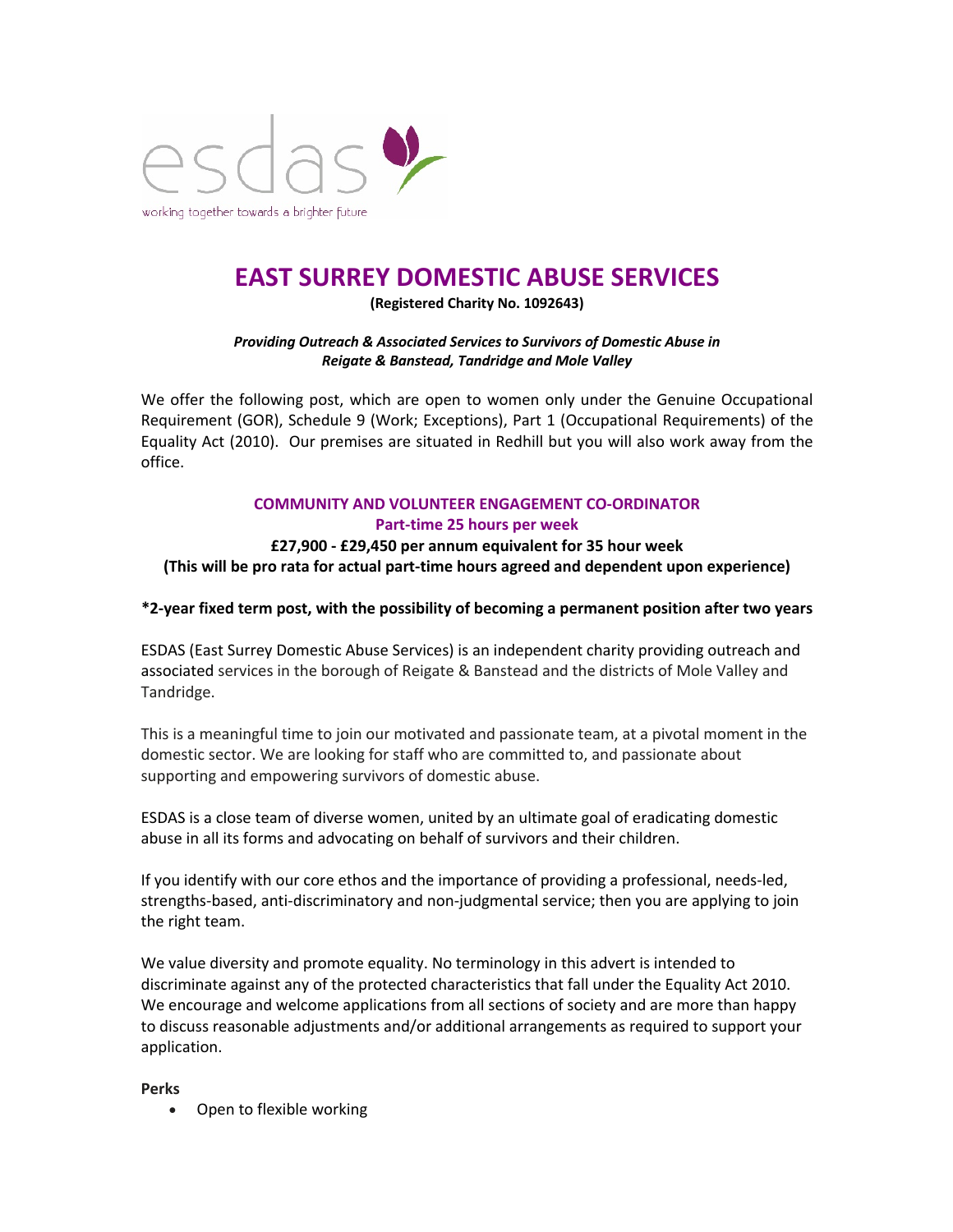esdas

working together towards a brighter future

# EAST SURREY DOMESTIC ABUSE SERVICES

**(Registered Charity No. 1092643)**

***Providing Outreach & Associated Services to Survivors of Domestic Abuse in Reigate & Banstead, Tandridge and Mole Valley***

We offer the following post, which are open to women only under the Genuine Occupational Requirement (GOR), Schedule 9 (Work; Exceptions), Part 1 (Occupational Requirements) of the Equality Act (2010). Our premises are situated in Redhill but you will also work away from the office.

## COMMUNITY AND VOLUNTEER ENGAGEMENT CO-ORDINATOR

**Part-time 25 hours per week**

**£27,900 - £29,450 per annum equivalent for 35 hour week**
**(This will be pro rata for actual part-time hours agreed and dependent upon experience)**

**\*2-year fixed term post, with the possibility of becoming a permanent position after two years**

ESDAS (East Surrey Domestic Abuse Services) is an independent charity providing outreach and associated services in the borough of Reigate & Banstead and the districts of Mole Valley and Tandridge.

This is a meaningful time to join our motivated and passionate team, at a pivotal moment in the domestic sector. We are looking for staff who are committed to, and passionate about supporting and empowering survivors of domestic abuse.

ESDAS is a close team of diverse women, united by an ultimate goal of eradicating domestic abuse in all its forms and advocating on behalf of survivors and their children.

If you identify with our core ethos and the importance of providing a professional, needs-led, strengths-based, anti-discriminatory and non-judgmental service; then you are applying to join the right team.

We value diversity and promote equality. No terminology in this advert is intended to discriminate against any of the protected characteristics that fall under the Equality Act 2010. We encourage and welcome applications from all sections of society and are more than happy to discuss reasonable adjustments and/or additional arrangements as required to support your application.

**Perks**

- Open to flexible working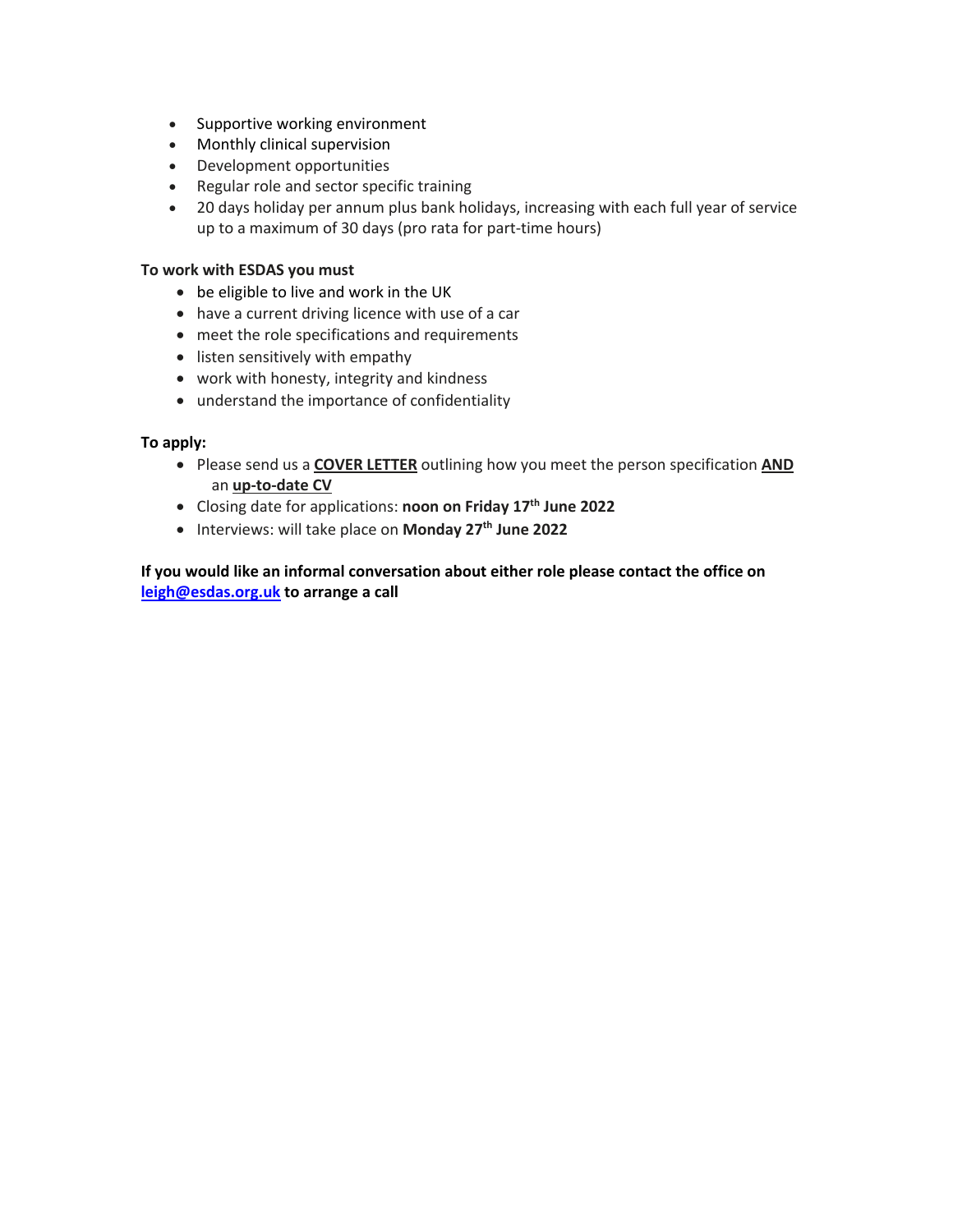- Supportive working environment
- Monthly clinical supervision
- Development opportunities
- Regular role and sector specific training
- 20 days holiday per annum plus bank holidays, increasing with each full year of service up to a maximum of 30 days (pro rata for part-time hours)

**To work with ESDAS you must**

- be eligible to live and work in the UK
- have a current driving licence with use of a car
- meet the role specifications and requirements
- listen sensitively with empathy
- work with honesty, integrity and kindness
- understand the importance of confidentiality

**To apply:**

- Please send us a <u>**COVER LETTER**</u> outlining how you meet the person specification <u>**AND**</u> an <u>**up-to-date CV**</u>
- Closing date for applications: **noon on Friday 17th June 2022**
- Interviews: will take place on **Monday 27th June 2022**

**If you would like an informal conversation about either role please contact the office on [leigh@esdas.org.uk](mailto:leigh@esdas.org.uk) to arrange a call**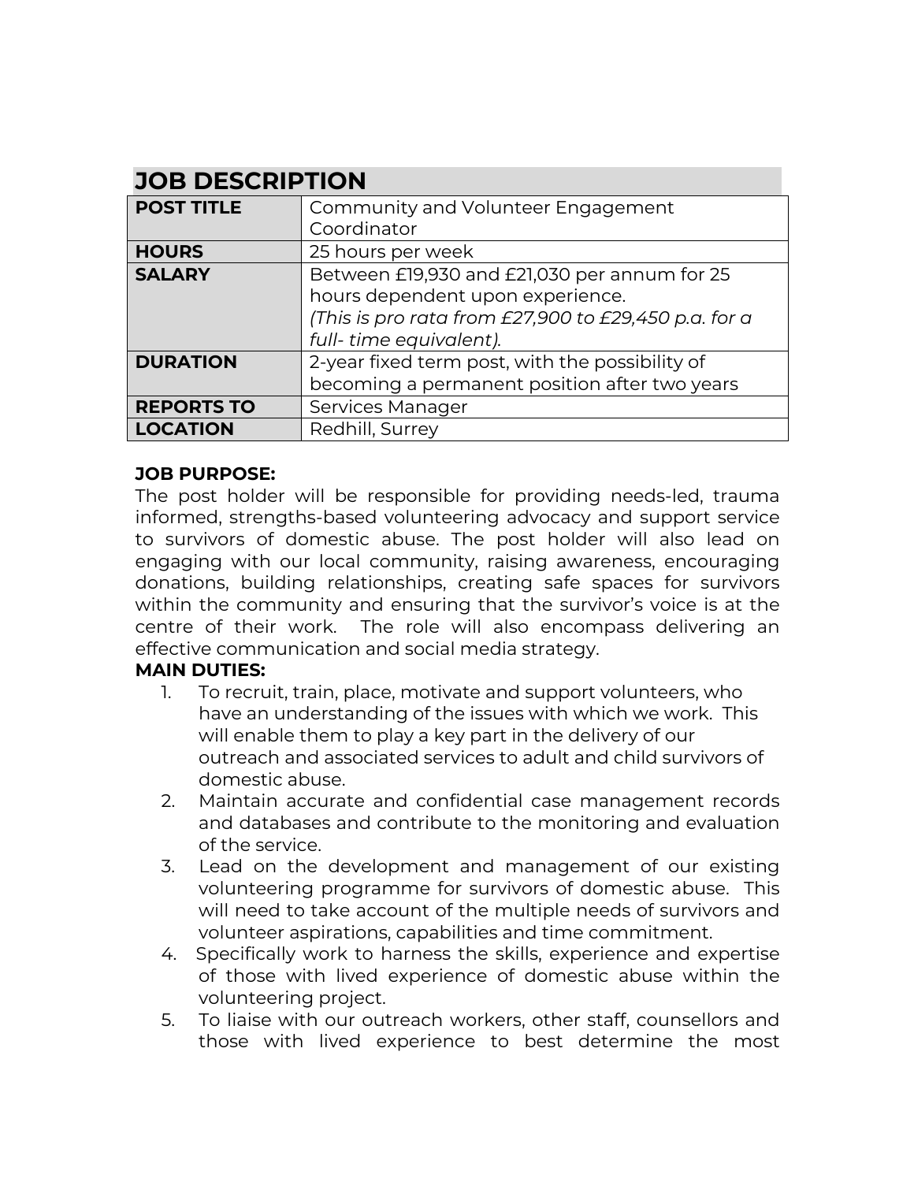## JOB DESCRIPTION

| POST TITLE | Community and Volunteer Engagement Coordinator |
|---|---|
| **HOURS** | 25 hours per week |
| **SALARY** | Between £19,930 and £21,030 per annum for 25 hours dependent upon experience. *(This is pro rata from £27,900 to £29,450 p.a. for a full- time equivalent).* |
| **DURATION** | 2-year fixed term post, with the possibility of becoming a permanent position after two years |
| **REPORTS TO** | Services Manager |
| **LOCATION** | Redhill, Surrey |

**JOB PURPOSE:**

The post holder will be responsible for providing needs-led, trauma informed, strengths-based volunteering advocacy and support service to survivors of domestic abuse. The post holder will also lead on engaging with our local community, raising awareness, encouraging donations, building relationships, creating safe spaces for survivors within the community and ensuring that the survivor's voice is at the centre of their work. The role will also encompass delivering an effective communication and social media strategy.

**MAIN DUTIES:**

1. To recruit, train, place, motivate and support volunteers, who have an understanding of the issues with which we work. This will enable them to play a key part in the delivery of our outreach and associated services to adult and child survivors of domestic abuse.
2. Maintain accurate and confidential case management records and databases and contribute to the monitoring and evaluation of the service.
3. Lead on the development and management of our existing volunteering programme for survivors of domestic abuse. This will need to take account of the multiple needs of survivors and volunteer aspirations, capabilities and time commitment.
4. Specifically work to harness the skills, experience and expertise of those with lived experience of domestic abuse within the volunteering project.
5. To liaise with our outreach workers, other staff, counsellors and those with lived experience to best determine the most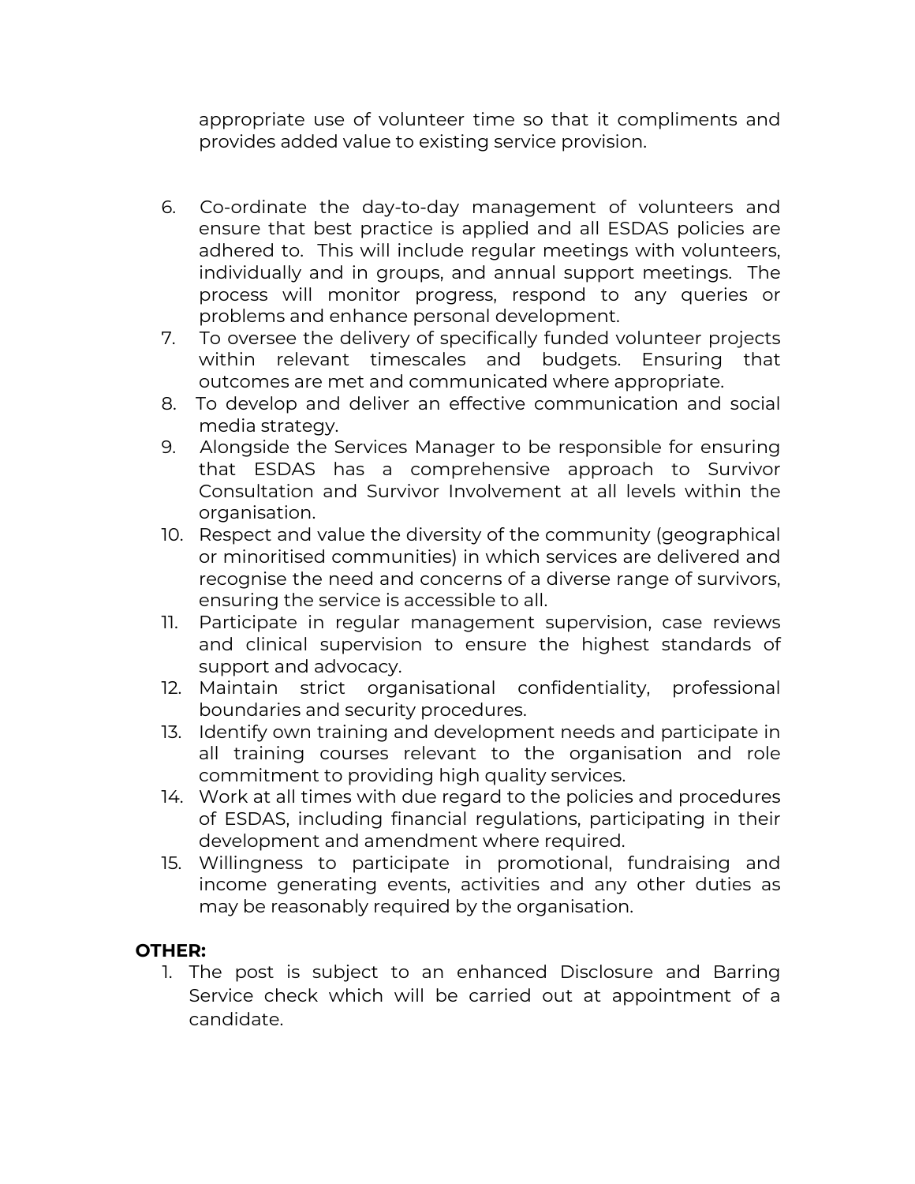appropriate use of volunteer time so that it compliments and provides added value to existing service provision.

6. Co-ordinate the day-to-day management of volunteers and ensure that best practice is applied and all ESDAS policies are adhered to. This will include regular meetings with volunteers, individually and in groups, and annual support meetings. The process will monitor progress, respond to any queries or problems and enhance personal development.
7. To oversee the delivery of specifically funded volunteer projects within relevant timescales and budgets. Ensuring that outcomes are met and communicated where appropriate.
8. To develop and deliver an effective communication and social media strategy.
9. Alongside the Services Manager to be responsible for ensuring that ESDAS has a comprehensive approach to Survivor Consultation and Survivor Involvement at all levels within the organisation.
10. Respect and value the diversity of the community (geographical or minoritised communities) in which services are delivered and recognise the need and concerns of a diverse range of survivors, ensuring the service is accessible to all.
11. Participate in regular management supervision, case reviews and clinical supervision to ensure the highest standards of support and advocacy.
12. Maintain strict organisational confidentiality, professional boundaries and security procedures.
13. Identify own training and development needs and participate in all training courses relevant to the organisation and role commitment to providing high quality services.
14. Work at all times with due regard to the policies and procedures of ESDAS, including financial regulations, participating in their development and amendment where required.
15. Willingness to participate in promotional, fundraising and income generating events, activities and any other duties as may be reasonably required by the organisation.

**OTHER:**

1. The post is subject to an enhanced Disclosure and Barring Service check which will be carried out at appointment of a candidate.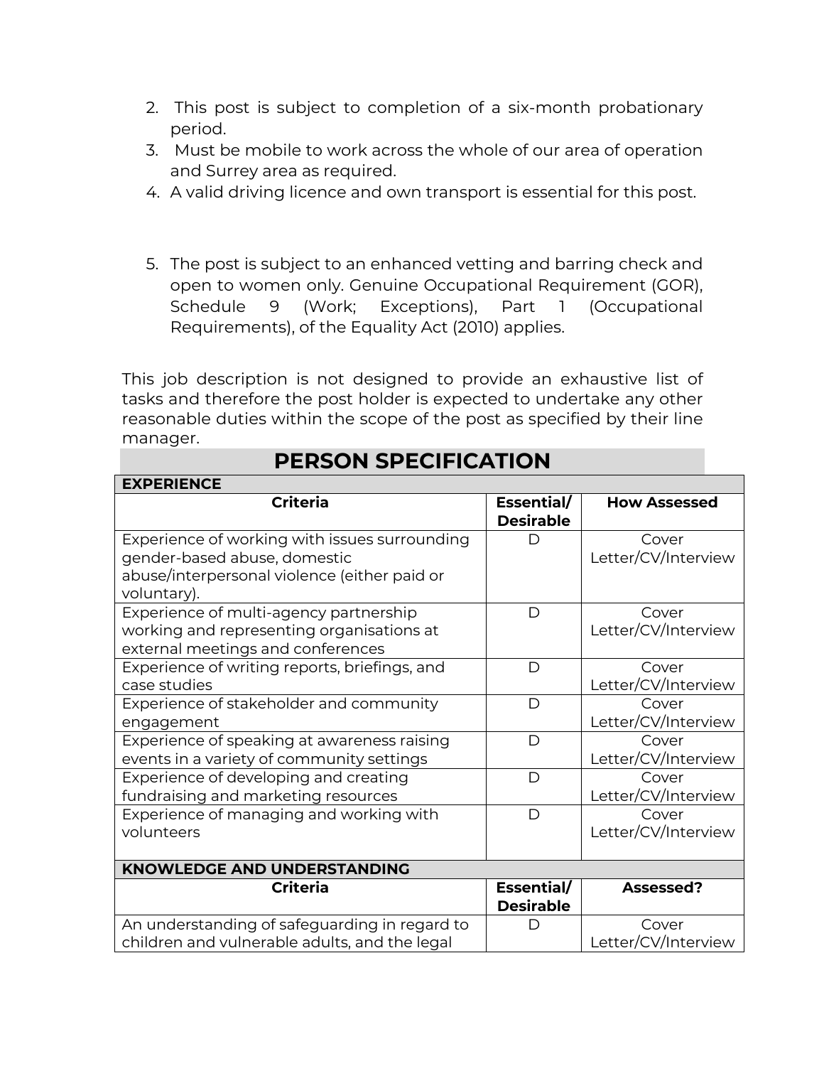2. This post is subject to completion of a six-month probationary period.
3. Must be mobile to work across the whole of our area of operation and Surrey area as required.
4. A valid driving licence and own transport is essential for this post.

5. The post is subject to an enhanced vetting and barring check and open to women only. Genuine Occupational Requirement (GOR), Schedule 9 (Work; Exceptions), Part 1 (Occupational Requirements), of the Equality Act (2010) applies.

This job description is not designed to provide an exhaustive list of tasks and therefore the post holder is expected to undertake any other reasonable duties within the scope of the post as specified by their line manager.

# PERSON SPECIFICATION

| **EXPERIENCE** | | |
|---|---|---|
| **Criteria** | **Essential/ Desirable** | **How Assessed** |
| Experience of working with issues surrounding gender-based abuse, domestic abuse/interpersonal violence (either paid or voluntary). | D | Cover Letter/CV/Interview |
| Experience of multi-agency partnership working and representing organisations at external meetings and conferences | D | Cover Letter/CV/Interview |
| Experience of writing reports, briefings, and case studies | D | Cover Letter/CV/Interview |
| Experience of stakeholder and community engagement | D | Cover Letter/CV/Interview |
| Experience of speaking at awareness raising events in a variety of community settings | D | Cover Letter/CV/Interview |
| Experience of developing and creating fundraising and marketing resources | D | Cover Letter/CV/Interview |
| Experience of managing and working with volunteers | D | Cover Letter/CV/Interview |

| **KNOWLEDGE AND UNDERSTANDING** | | |
|---|---|---|
| **Criteria** | **Essential/ Desirable** | **Assessed?** |
| An understanding of safeguarding in regard to children and vulnerable adults, and the legal | D | Cover Letter/CV/Interview |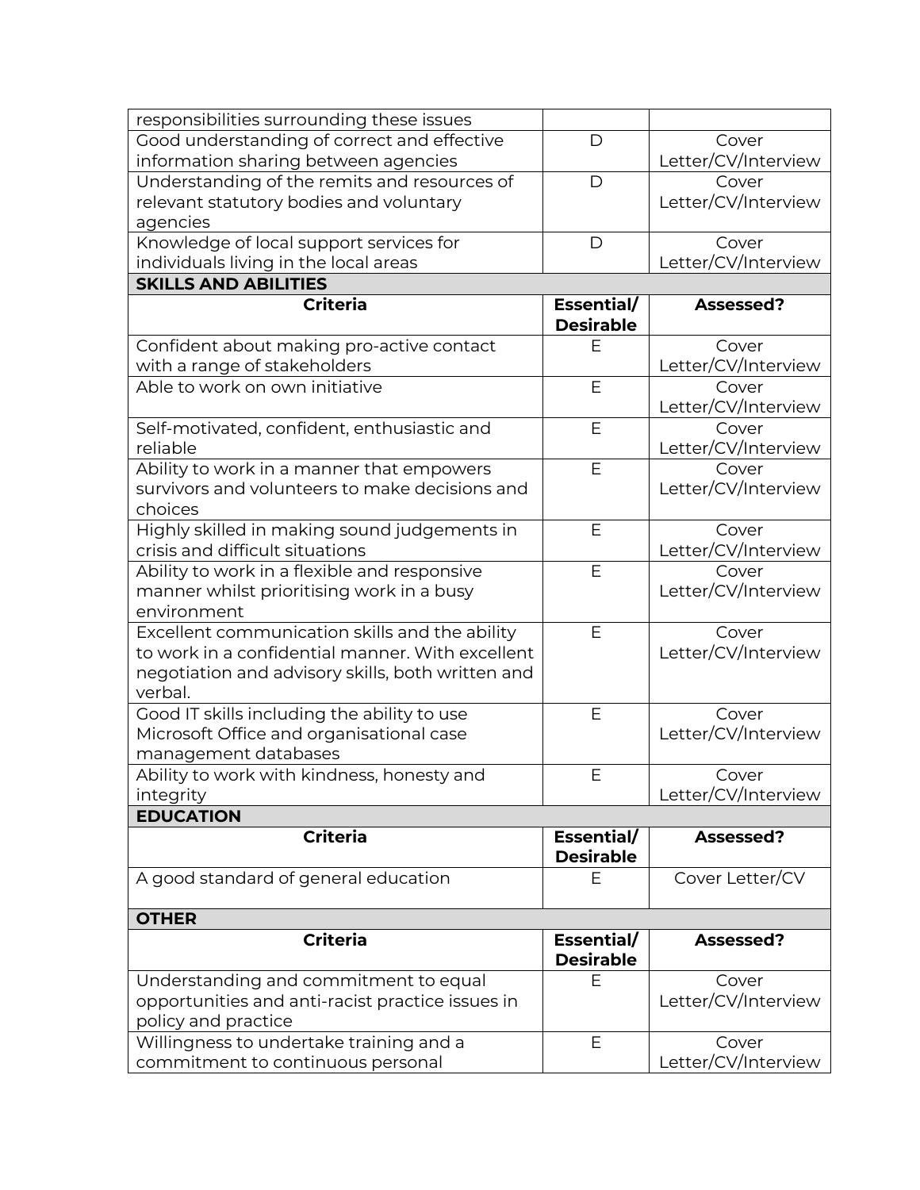| | | |
|---|---|---|
| responsibilities surrounding these issues | | |
| Good understanding of correct and effective information sharing between agencies | D | Cover Letter/CV/Interview |
| Understanding of the remits and resources of relevant statutory bodies and voluntary agencies | D | Cover Letter/CV/Interview |
| Knowledge of local support services for individuals living in the local areas | D | Cover Letter/CV/Interview |

**SKILLS AND ABILITIES**

| Criteria | Essential/ Desirable | Assessed? |
|---|---|---|
| Confident about making pro-active contact with a range of stakeholders | E | Cover Letter/CV/Interview |
| Able to work on own initiative | E | Cover Letter/CV/Interview |
| Self-motivated, confident, enthusiastic and reliable | E | Cover Letter/CV/Interview |
| Ability to work in a manner that empowers survivors and volunteers to make decisions and choices | E | Cover Letter/CV/Interview |
| Highly skilled in making sound judgements in crisis and difficult situations | E | Cover Letter/CV/Interview |
| Ability to work in a flexible and responsive manner whilst prioritising work in a busy environment | E | Cover Letter/CV/Interview |
| Excellent communication skills and the ability to work in a confidential manner. With excellent negotiation and advisory skills, both written and verbal. | E | Cover Letter/CV/Interview |
| Good IT skills including the ability to use Microsoft Office and organisational case management databases | E | Cover Letter/CV/Interview |
| Ability to work with kindness, honesty and integrity | E | Cover Letter/CV/Interview |

**EDUCATION**

| Criteria | Essential/ Desirable | Assessed? |
|---|---|---|
| A good standard of general education | E | Cover Letter/CV |

**OTHER**

| Criteria | Essential/ Desirable | Assessed? |
|---|---|---|
| Understanding and commitment to equal opportunities and anti-racist practice issues in policy and practice | E | Cover Letter/CV/Interview |
| Willingness to undertake training and a commitment to continuous personal | E | Cover Letter/CV/Interview |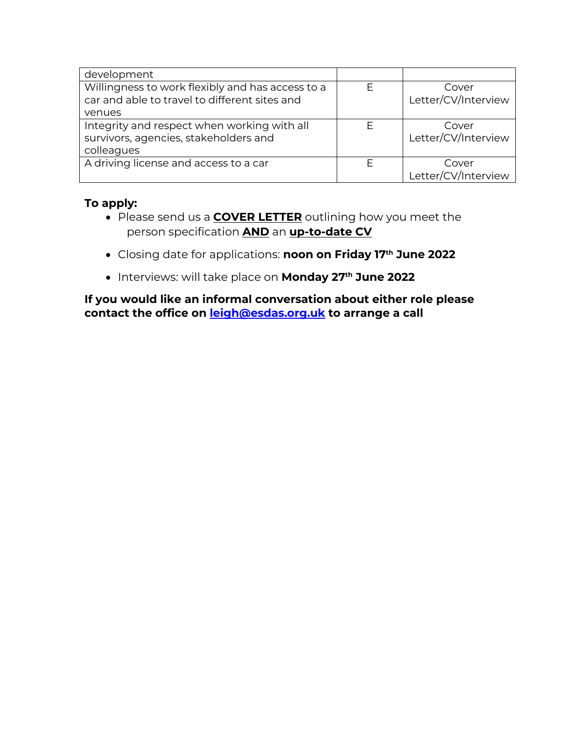| | | |
|---|---|---|
| development | | |
| Willingness to work flexibly and has access to a car and able to travel to different sites and venues | E | Cover Letter/CV/Interview |
| Integrity and respect when working with all survivors, agencies, stakeholders and colleagues | E | Cover Letter/CV/Interview |
| A driving license and access to a car | E | Cover Letter/CV/Interview |

**To apply:**

- Please send us a **COVER LETTER** outlining how you meet the person specification **AND** an **up-to-date CV**
- Closing date for applications: **noon on Friday 17th June 2022**
- Interviews: will take place on **Monday 27th June 2022**

**If you would like an informal conversation about either role please contact the office on leigh@esdas.org.uk to arrange a call**